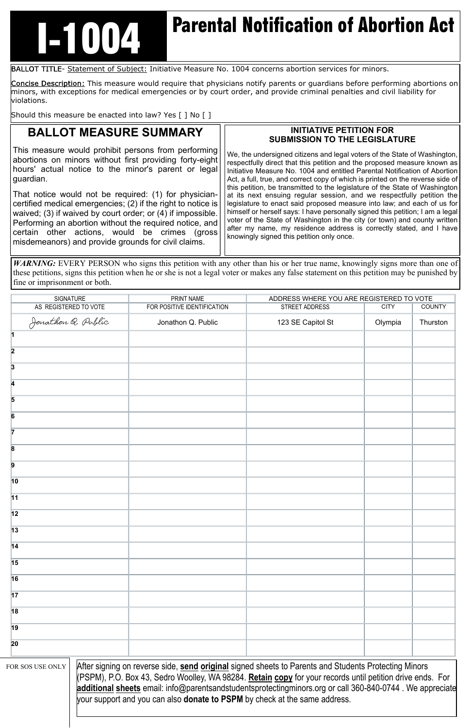# I-1004 Parental Notification of Abortion Act

BALLOT TITLE- Statement of Subject: Initiative Measure No. 1004 concerns abortion services for minors.

Concise Description: This measure would require that physicians notify parents or guardians before performing abortions on minors, with exceptions for medical emergencies or by court order, and provide criminal penalties and civil liability for violations.

Should this measure be enacted into law? Yes [ ] No [ ]

## BALLOT MEASURE SUMMARY

This measure would prohibit persons from performing abortions on minors without first providing forty-eight hours' actual notice to the minor's parent or legal guardian.

That notice would not be required: (1) for physician-certified medical emergencies; (2) if the right to notice is waived; (3) if waived by court order; or (4) if impossible. Performing an abortion without the required notice, and certain other actions, would be crimes (gross misdemeanors) and provide grounds for civil claims.

## INITIATIVE PETITION FOR SUBMISSION TO THE LEGISLATURE

We, the undersigned citizens and legal voters of the State of Washington, respectfully direct that this petition and the proposed measure known as Initiative Measure No. 1004 and entitled Parental Notification of Abortion Act, a full, true, and correct copy of which is printed on the reverse side of this petition, be transmitted to the legislature of the State of Washington at its next ensuing regular session, and we respectfully petition the legislature to enact said proposed measure into law; and each of us for himself or herself says: I have personally signed this petition; I am a legal voter of the State of Washington in the city (or town) and county written after my name, my residence address is correctly stated, and I have knowingly signed this petition only once.

***WARNING:*** EVERY PERSON who signs this petition with any other than his or her true name, knowingly signs more than one of these petitions, signs this petition when he or she is not a legal voter or makes any false statement on this petition may be punished by fine or imprisonment or both.

| SIGNATURE AS REGISTERED TO VOTE | PRINT NAME FOR POSITIVE IDENTIFICATION | ADDRESS WHERE YOU ARE REGISTERED TO VOTE STREET ADDRESS | CITY | COUNTY |
|---|---|---|---|---|
| Jonathon Q. Public | Jonathon Q. Public | 123 SE Capitol St | Olympia | Thurston |
| 1 | | | | |
| 2 | | | | |
| 3 | | | | |
| 4 | | | | |
| 5 | | | | |
| 6 | | | | |
| 7 | | | | |
| 8 | | | | |
| 9 | | | | |
| 10 | | | | |
| 11 | | | | |
| 12 | | | | |
| 13 | | | | |
| 14 | | | | |
| 15 | | | | |
| 16 | | | | |
| 17 | | | | |
| 18 | | | | |
| 19 | | | | |
| 20 | | | | |

FOR SOS USE ONLY

After signing on reverse side, **send original** signed sheets to Parents and Students Protecting Minors (PSPM), P.O. Box 43, Sedro Woolley, WA 98284. **Retain copy** for your records until petition drive ends. For **additional sheets** email: info@parentsandstudentsprotectingminors.org or call 360-840-0744 . We appreciate your support and you can also **donate to PSPM** by check at the same address.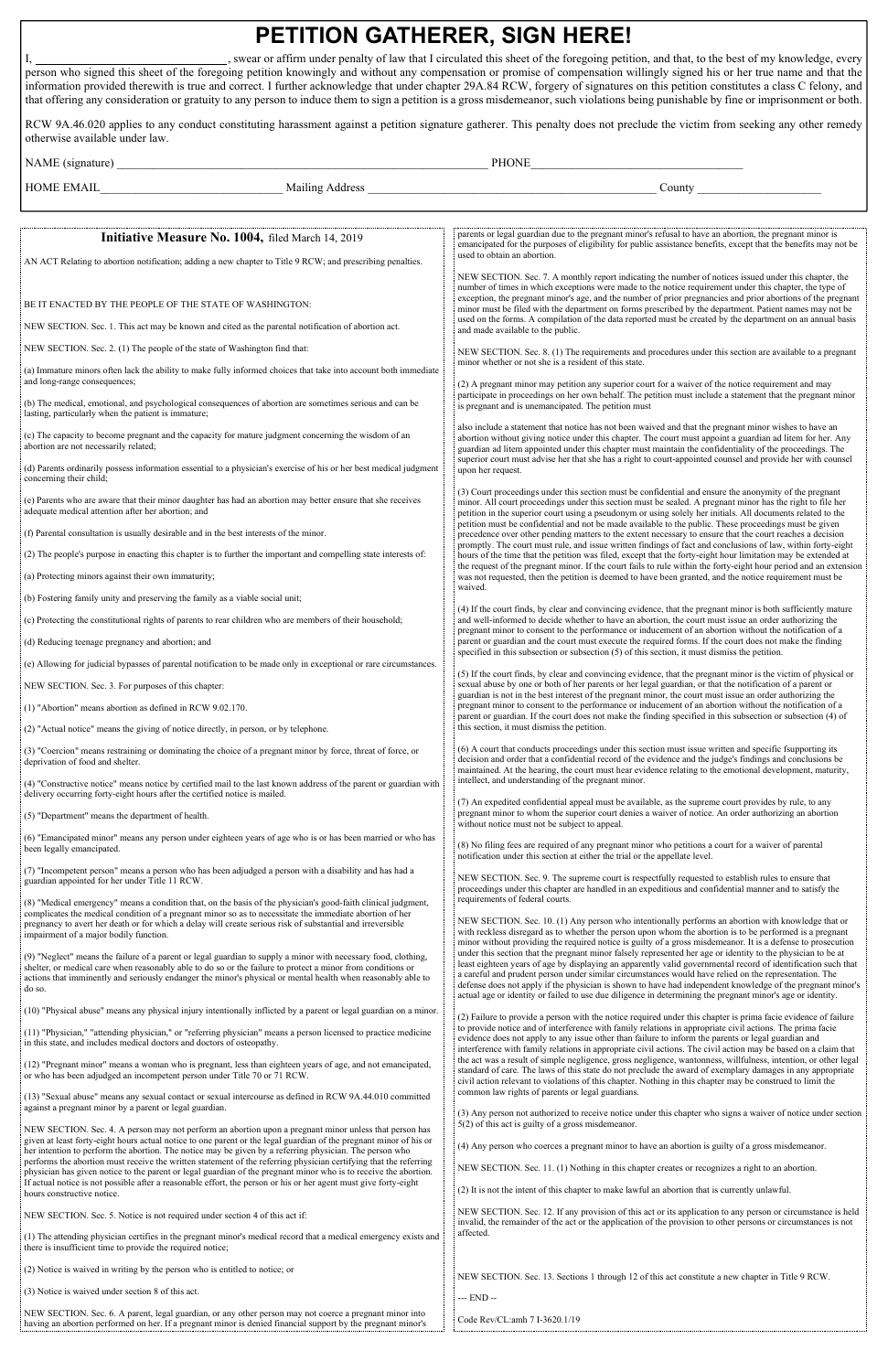# PETITION GATHERER, SIGN HERE!

I, ______________________________, swear or affirm under penalty of law that I circulated this sheet of the foregoing petition, and that, to the best of my knowledge, every person who signed this sheet of the foregoing petition knowingly and without any compensation or promise of compensation willingly signed his or her true name and that the information provided therewith is true and correct. I further acknowledge that under chapter 29A.84 RCW, forgery of signatures on this petition constitutes a class C felony, and that offering any consideration or gratuity to any person to induce them to sign a petition is a gross misdemeanor, such violations being punishable by fine or imprisonment or both.

RCW 9A.46.020 applies to any conduct constituting harassment against a petition signature gatherer. This penalty does not preclude the victim from seeking any other remedy otherwise available under law.

NAME (signature) ______________________________ PHONE ______________________________

HOME EMAIL ______________________________ Mailing Address ______________________________ County ______________________________

## Initiative Measure No. 1004, filed March 14, 2019

AN ACT Relating to abortion notification; adding a new chapter to Title 9 RCW; and prescribing penalties.

BE IT ENACTED BY THE PEOPLE OF THE STATE OF WASHINGTON:

NEW SECTION. Sec. 1. This act may be known and cited as the parental notification of abortion act.

NEW SECTION. Sec. 2. (1) The people of the state of Washington find that:

(a) Immature minors often lack the ability to make fully informed choices that take into account both immediate and long-range consequences;

(b) The medical, emotional, and psychological consequences of abortion are sometimes serious and can be lasting, particularly when the patient is immature;

(c) The capacity to become pregnant and the capacity for mature judgment concerning the wisdom of an abortion are not necessarily related;

(d) Parents ordinarily possess information essential to a physician's exercise of his or her best medical judgment concerning their child;

(e) Parents who are aware that their minor daughter has had an abortion may better ensure that she receives adequate medical attention after her abortion; and

(f) Parental consultation is usually desirable and in the best interests of the minor.

(2) The people's purpose in enacting this chapter is to further the important and compelling state interests of:

(a) Protecting minors against their own immaturity;

(b) Fostering family unity and preserving the family as a viable social unit;

(c) Protecting the constitutional rights of parents to rear children who are members of their household;

(d) Reducing teenage pregnancy and abortion; and

(e) Allowing for judicial bypasses of parental notification to be made only in exceptional or rare circumstances.

NEW SECTION. Sec. 3. For purposes of this chapter:

(1) "Abortion" means abortion as defined in RCW 9.02.170.

(2) "Actual notice" means the giving of notice directly, in person, or by telephone.

(3) "Coercion" means restraining or dominating the choice of a pregnant minor by force, threat of force, or deprivation of food and shelter.

(4) "Constructive notice" means notice by certified mail to the last known address of the parent or guardian with delivery occurring forty-eight hours after the certified notice is mailed.

(5) "Department" means the department of health.

(6) "Emancipated minor" means any person under eighteen years of age who is or has been married or who has been legally emancipated.

(7) "Incompetent person" means a person who has been adjudged a person with a disability and has had a guardian appointed for her under Title 11 RCW.

(8) "Medical emergency" means a condition that, on the basis of the physician's good-faith clinical judgment, complicates the medical condition of a pregnant minor so as to necessitate the immediate abortion of her pregnancy to avert her death or for which a delay will create serious risk of substantial and irreversible impairment of a major bodily function.

(9) "Neglect" means the failure of a parent or legal guardian to supply a minor with necessary food, clothing, shelter, or medical care when reasonably able to do so or the failure to protect a minor from conditions or actions that imminently and seriously endanger the minor's physical or mental health when reasonably able to do so.

(10) "Physical abuse" means any physical injury intentionally inflicted by a parent or legal guardian on a minor.

(11) "Physician," "attending physician," or "referring physician" means a person licensed to practice medicine in this state, and includes medical doctors and doctors of osteopathy.

(12) "Pregnant minor" means a woman who is pregnant, less than eighteen years of age, and not emancipated, or who has been adjudged an incompetent person under Title 70 or 71 RCW.

(13) "Sexual abuse" means any sexual contact or sexual intercourse as defined in RCW 9A.44.010 committed against a pregnant minor by a parent or legal guardian.

NEW SECTION. Sec. 4. A person may not perform an abortion upon a pregnant minor unless that person has given at least forty-eight hours actual notice to one parent or the legal guardian of the pregnant minor of his or her intention to perform the abortion. The notice may be given by a referring physician. The person who performs the abortion must receive the written statement of the referring physician certifying that the referring physician has given notice to the parent or legal guardian of the pregnant minor who is to receive the abortion. If actual notice is not possible after a reasonable effort, the person or his or her agent must give forty-eight hours constructive notice.

NEW SECTION. Sec. 5. Notice is not required under section 4 of this act if:

(1) The attending physician certifies in the pregnant minor's medical record that a medical emergency exists and there is insufficient time to provide the required notice;

(2) Notice is waived in writing by the person who is entitled to notice; or

(3) Notice is waived under section 8 of this act.

NEW SECTION. Sec. 6. A parent, legal guardian, or any other person may not coerce a pregnant minor into having an abortion performed on her. If a pregnant minor is denied financial support by the pregnant minor's parents or legal guardian due to the pregnant minor's refusal to have an abortion, the pregnant minor is emancipated for the purposes of eligibility for public assistance benefits, except that the benefits may not be used to obtain an abortion.

NEW SECTION. Sec. 7. A monthly report indicating the number of notices issued under this chapter, the number of times in which exceptions were made to the notice requirement under this chapter, the type of exception, the pregnant minor's age, and the number of prior pregnancies and prior abortions of the pregnant minor must be filed with the department on forms prescribed by the department. Patient names may not be used on the forms. A compilation of the data reported must be created by the department on an annual basis and made available to the public.

NEW SECTION. Sec. 8. (1) The requirements and procedures under this section are available to a pregnant minor whether or not she is a resident of this state.

(2) A pregnant minor may petition any superior court for a waiver of the notice requirement and may participate in proceedings on her own behalf. The petition must include a statement that the pregnant minor is pregnant and is unemancipated. The petition must

also include a statement that notice has not been waived and that the pregnant minor wishes to have an abortion without giving notice under this chapter. The court must appoint a guardian ad litem for her. Any guardian ad litem appointed under this chapter must maintain the confidentiality of the proceedings. The superior court must advise her that she has a right to court-appointed counsel and provide her with counsel upon her request.

(3) Court proceedings under this section must be confidential and ensure the anonymity of the pregnant minor. All court proceedings under this section must be sealed. A pregnant minor has the right to file her petition in the superior court using a pseudonym or using solely her initials. All documents related to the petition must be confidential and not be made available to the public. These proceedings must be given precedence over other pending matters to the extent necessary to ensure that the court reaches a decision promptly. The court must rule, and issue written findings of fact and conclusions of law, within forty-eight hours of the time that the petition was filed, except that the forty-eight hour limitation may be extended at the request of the pregnant minor. If the court fails to rule within the forty-eight hour period and an extension was not requested, then the petition is deemed to have been granted, and the notice requirement must be waived.

(4) If the court finds, by clear and convincing evidence, that the pregnant minor is both sufficiently mature and well-informed to decide whether to have an abortion, the court must issue an order authorizing the pregnant minor to consent to the performance or inducement of an abortion without the notification of a parent or guardian and the court must execute the required forms. If the court does not make the finding specified in this subsection or subsection (5) of this section, it must dismiss the petition.

(5) If the court finds, by clear and convincing evidence, that the pregnant minor is the victim of physical or sexual abuse by one or both of her parents or her legal guardian, or that the notification of a parent or guardian is not in the best interest of the pregnant minor, the court must issue an order authorizing the pregnant minor to consent to the performance or inducement of an abortion without the notification of a parent or guardian. If the court does not make the finding specified in this subsection or subsection (4) of this section, it must dismiss the petition.

(6) A court that conducts proceedings under this section must issue written and specific fsupporting its decision and order that a confidential record of the evidence and the judge's findings and conclusions be maintained. At the hearing, the court must hear evidence relating to the emotional development, maturity, intellect, and understanding of the pregnant minor.

(7) An expedited confidential appeal must be available, as the supreme court provides by rule, to any pregnant minor to whom the superior court denies a waiver of notice. An order authorizing an abortion without notice must not be subject to appeal.

(8) No filing fees are required of any pregnant minor who petitions a court for a waiver of parental notification under this section at either the trial or the appellate level.

NEW SECTION. Sec. 9. The supreme court is respectfully requested to establish rules to ensure that proceedings under this chapter are handled in an expeditious and confidential manner and to satisfy the requirements of federal courts.

NEW SECTION. Sec. 10. (1) Any person who intentionally performs an abortion with knowledge that or with reckless disregard as to whether the person upon whom the abortion is to be performed is a pregnant minor without providing the required notice is guilty of a gross misdemeanor. It is a defense to prosecution under this section that the pregnant minor falsely represented her age or identity to the physician to be at least eighteen years of age by displaying an apparently valid governmental record of identification such that a careful and prudent person under similar circumstances would have relied on the representation. The defense does not apply if the physician is shown to have had independent knowledge of the pregnant minor's actual age or identity or failed to use due diligence in determining the pregnant minor's age or identity.

(2) Failure to provide a person with the notice required under this chapter is prima facie evidence of failure to provide notice and of interference with family relations in appropriate civil actions. The prima facie evidence does not apply to any issue other than failure to inform the parents or legal guardian and interference with family relations in appropriate civil actions. The civil action may be based on a claim that the act was a result of simple negligence, gross negligence, wantonness, willfulness, intention, or other legal standard of care. The laws of this state do not preclude the award of exemplary damages in any appropriate civil action relevant to violations of this chapter. Nothing in this chapter may be construed to limit the common law rights of parents or legal guardians.

(3) Any person not authorized to receive notice under this chapter who signs a waiver of notice under section 5(2) of this act is guilty of a gross misdemeanor.

(4) Any person who coerces a pregnant minor to have an abortion is guilty of a gross misdemeanor.

NEW SECTION. Sec. 11. (1) Nothing in this chapter creates or recognizes a right to an abortion.

(2) It is not the intent of this chapter to make lawful an abortion that is currently unlawful.

NEW SECTION. Sec. 12. If any provision of this act or its application to any person or circumstance is held invalid, the remainder of the act or the application of the provision to other persons or circumstances is not affected.

NEW SECTION. Sec. 13. Sections 1 through 12 of this act constitute a new chapter in Title 9 RCW.

--- END --

Code Rev/CL:amh 7 I-3620.1/19